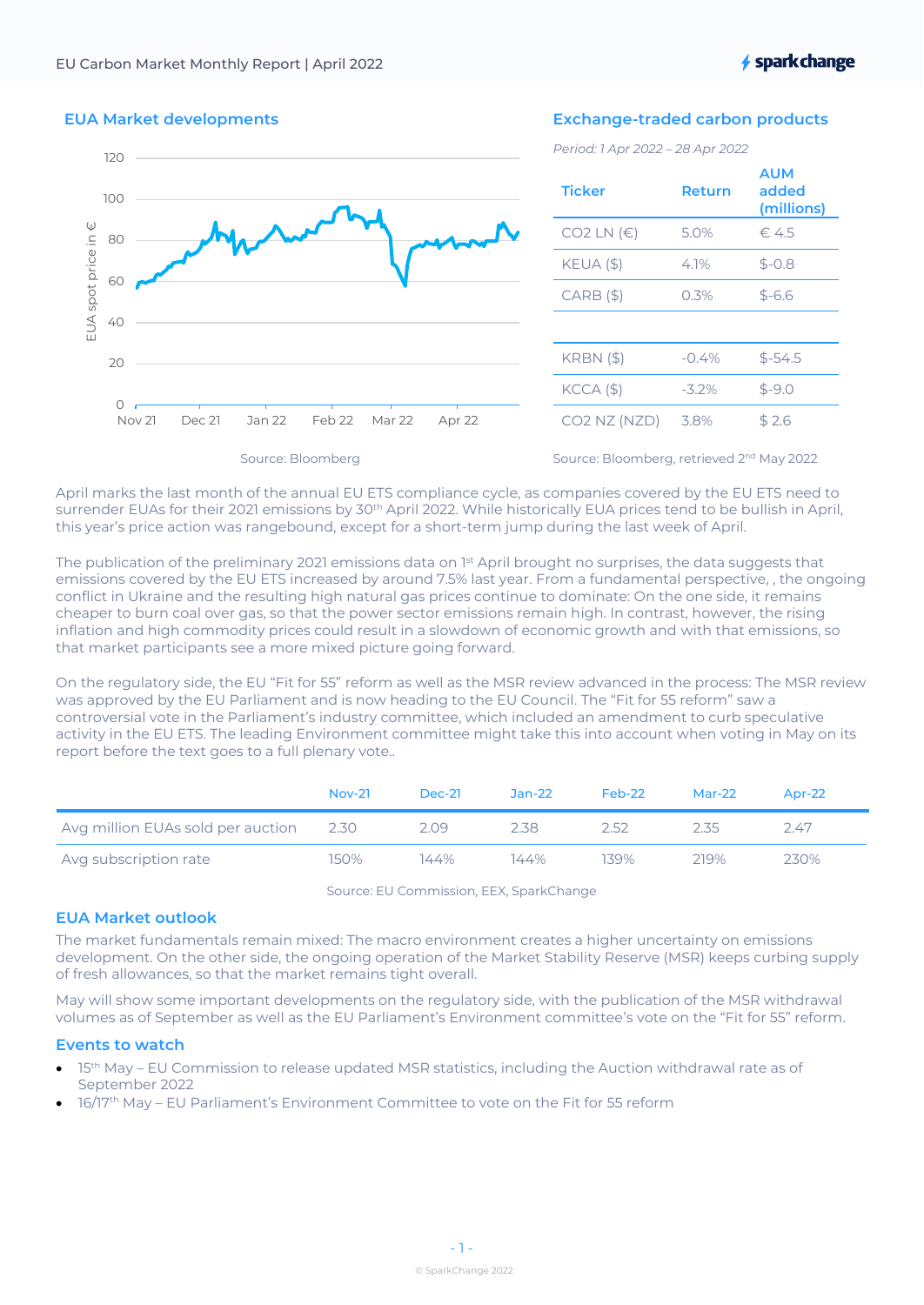## EUA Market developments

Source: Bloomberg

## Exchange-traded carbon products

*Period: 1 Apr 2022 – 28 Apr 2022*

| Ticker | Return | AUM added (millions) |
|---|---|---|
| CO2 LN (€) | 5.0% | € 4.5 |
| KEUA ($) | 4.1% | $-0.8 |
| CARB ($) | 0.3% | $-6.6 |
| | | |
| KRBN ($) | -0.4% | $-54.5 |
| KCCA ($) | -3.2% | $-9.0 |
| CO2 NZ (NZD) | 3.8% | $ 2.6 |

Source: Bloomberg, retrieved 2nd May 2022

April marks the last month of the annual EU ETS compliance cycle, as companies covered by the EU ETS need to surrender EUAs for their 2021 emissions by 30th April 2022. While historically EUA prices tend to be bullish in April, this year's price action was rangebound, except for a short-term jump during the last week of April.

The publication of the preliminary 2021 emissions data on 1st April brought no surprises, the data suggests that emissions covered by the EU ETS increased by around 7.5% last year. From a fundamental perspective, , the ongoing conflict in Ukraine and the resulting high natural gas prices continue to dominate: On the one side, it remains cheaper to burn coal over gas, so that the power sector emissions remain high. In contrast, however, the rising inflation and high commodity prices could result in a slowdown of economic growth and with that emissions, so that market participants see a more mixed picture going forward.

On the regulatory side, the EU "Fit for 55" reform as well as the MSR review advanced in the process: The MSR review was approved by the EU Parliament and is now heading to the EU Council. The "Fit for 55 reform" saw a controversial vote in the Parliament's industry committee, which included an amendment to curb speculative activity in the EU ETS. The leading Environment committee might take this into account when voting in May on its report before the text goes to a full plenary vote..

| | Nov-21 | Dec-21 | Jan-22 | Feb-22 | Mar-22 | Apr-22 |
|---|---|---|---|---|---|---|
| Avg million EUAs sold per auction | 2.30 | 2.09 | 2.38 | 2.52 | 2.35 | 2.47 |
| Avg subscription rate | 150% | 144% | 144% | 139% | 219% | 230% |

Source: EU Commission, EEX, SparkChange

## EUA Market outlook

The market fundamentals remain mixed: The macro environment creates a higher uncertainty on emissions development. On the other side, the ongoing operation of the Market Stability Reserve (MSR) keeps curbing supply of fresh allowances, so that the market remains tight overall.

May will show some important developments on the regulatory side, with the publication of the MSR withdrawal volumes as of September as well as the EU Parliament's Environment committee's vote on the "Fit for 55" reform.

## Events to watch

- 15th May – EU Commission to release updated MSR statistics, including the Auction withdrawal rate as of September 2022
- 16/17th May – EU Parliament's Environment Committee to vote on the Fit for 55 reform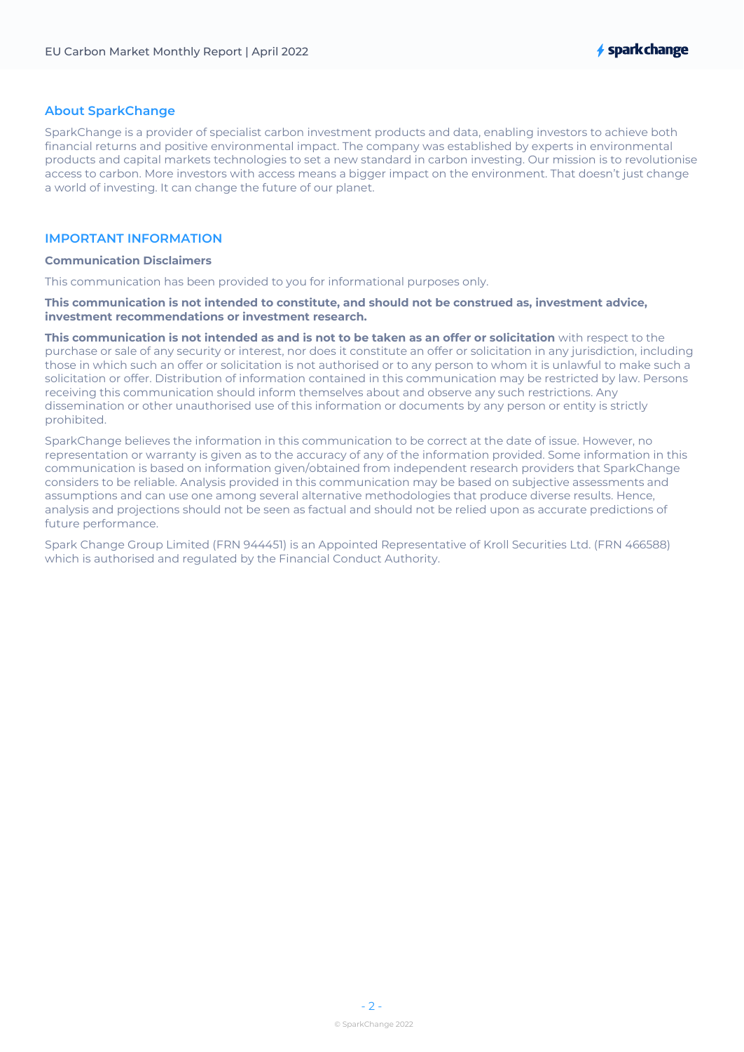## About SparkChange

SparkChange is a provider of specialist carbon investment products and data, enabling investors to achieve both financial returns and positive environmental impact. The company was established by experts in environmental products and capital markets technologies to set a new standard in carbon investing. Our mission is to revolutionise access to carbon. More investors with access means a bigger impact on the environment. That doesn't just change a world of investing. It can change the future of our planet.

## IMPORTANT INFORMATION

### Communication Disclaimers

This communication has been provided to you for informational purposes only.

**This communication is not intended to constitute, and should not be construed as, investment advice, investment recommendations or investment research.**

**This communication is not intended as and is not to be taken as an offer or solicitation** with respect to the purchase or sale of any security or interest, nor does it constitute an offer or solicitation in any jurisdiction, including those in which such an offer or solicitation is not authorised or to any person to whom it is unlawful to make such a solicitation or offer. Distribution of information contained in this communication may be restricted by law. Persons receiving this communication should inform themselves about and observe any such restrictions. Any dissemination or other unauthorised use of this information or documents by any person or entity is strictly prohibited.

SparkChange believes the information in this communication to be correct at the date of issue. However, no representation or warranty is given as to the accuracy of any of the information provided. Some information in this communication is based on information given/obtained from independent research providers that SparkChange considers to be reliable. Analysis provided in this communication may be based on subjective assessments and assumptions and can use one among several alternative methodologies that produce diverse results. Hence, analysis and projections should not be seen as factual and should not be relied upon as accurate predictions of future performance.

Spark Change Group Limited (FRN 944451) is an Appointed Representative of Kroll Securities Ltd. (FRN 466588) which is authorised and regulated by the Financial Conduct Authority.

© SparkChange 2022